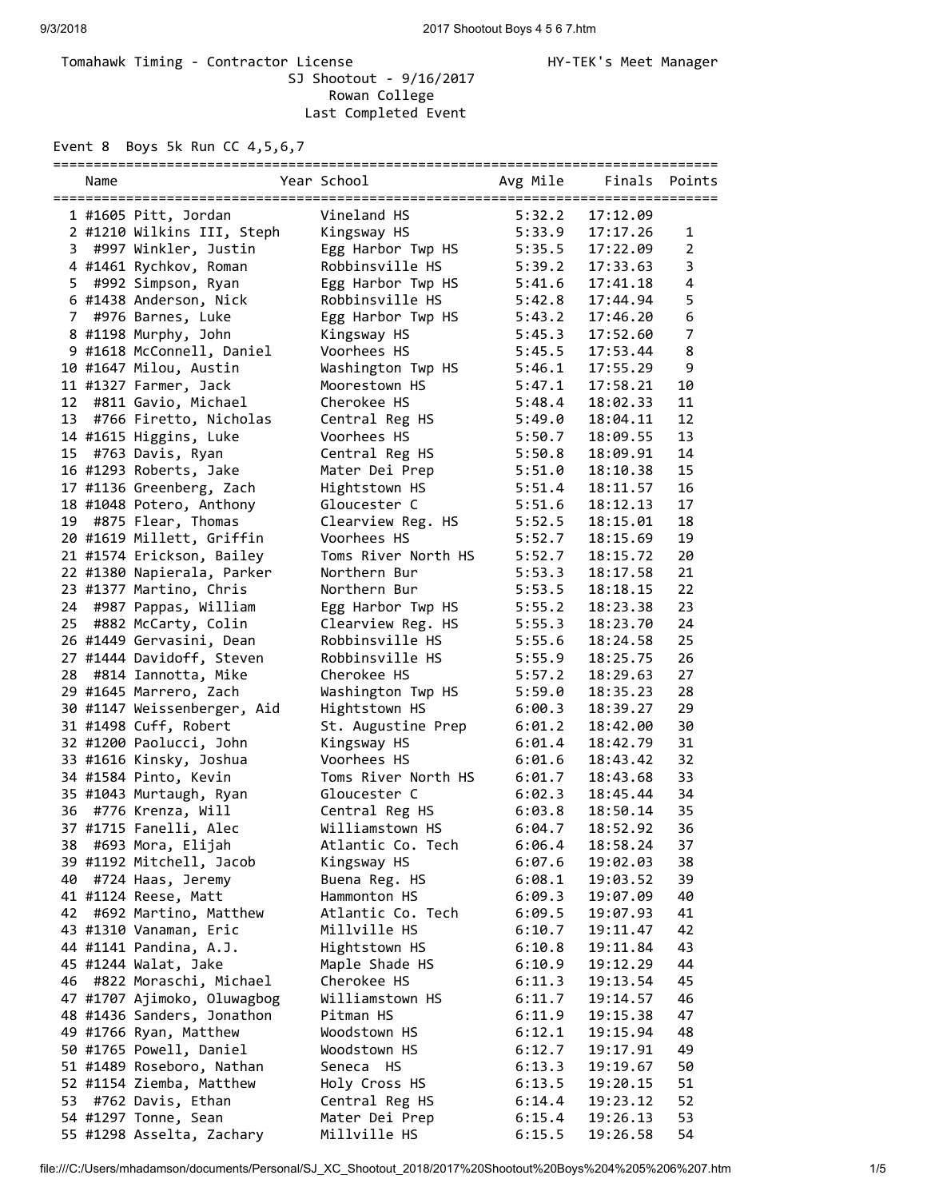Tomahawk Timing - Contractor License HY-TEK's Meet Manager

SJ Shootout - 9/16/2017
Rowan College
Last Completed Event

Event 8 Boys 5k Run CC 4,5,6,7

| | Name | Year | School | Avg Mile | Finals | Points |
|---|---|---|---|---|---|---|
| 1 | #1605 Pitt, Jordan | | Vineland HS | 5:32.2 | 17:12.09 | |
| 2 | #1210 Wilkins III, Steph | | Kingsway HS | 5:33.9 | 17:17.26 | 1 |
| 3 | #997 Winkler, Justin | | Egg Harbor Twp HS | 5:35.5 | 17:22.09 | 2 |
| 4 | #1461 Rychkov, Roman | | Robbinsville HS | 5:39.2 | 17:33.63 | 3 |
| 5 | #992 Simpson, Ryan | | Egg Harbor Twp HS | 5:41.6 | 17:41.18 | 4 |
| 6 | #1438 Anderson, Nick | | Robbinsville HS | 5:42.8 | 17:44.94 | 5 |
| 7 | #976 Barnes, Luke | | Egg Harbor Twp HS | 5:43.2 | 17:46.20 | 6 |
| 8 | #1198 Murphy, John | | Kingsway HS | 5:45.3 | 17:52.60 | 7 |
| 9 | #1618 McConnell, Daniel | | Voorhees HS | 5:45.5 | 17:53.44 | 8 |
| 10 | #1647 Milou, Austin | | Washington Twp HS | 5:46.1 | 17:55.29 | 9 |
| 11 | #1327 Farmer, Jack | | Moorestown HS | 5:47.1 | 17:58.21 | 10 |
| 12 | #811 Gavio, Michael | | Cherokee HS | 5:48.4 | 18:02.33 | 11 |
| 13 | #766 Firetto, Nicholas | | Central Reg HS | 5:49.0 | 18:04.11 | 12 |
| 14 | #1615 Higgins, Luke | | Voorhees HS | 5:50.7 | 18:09.55 | 13 |
| 15 | #763 Davis, Ryan | | Central Reg HS | 5:50.8 | 18:09.91 | 14 |
| 16 | #1293 Roberts, Jake | | Mater Dei Prep | 5:51.0 | 18:10.38 | 15 |
| 17 | #1136 Greenberg, Zach | | Hightstown HS | 5:51.4 | 18:11.57 | 16 |
| 18 | #1048 Potero, Anthony | | Gloucester C | 5:51.6 | 18:12.13 | 17 |
| 19 | #875 Flear, Thomas | | Clearview Reg. HS | 5:52.5 | 18:15.01 | 18 |
| 20 | #1619 Millett, Griffin | | Voorhees HS | 5:52.7 | 18:15.69 | 19 |
| 21 | #1574 Erickson, Bailey | | Toms River North HS | 5:52.7 | 18:15.72 | 20 |
| 22 | #1380 Napierala, Parker | | Northern Bur | 5:53.3 | 18:17.58 | 21 |
| 23 | #1377 Martino, Chris | | Northern Bur | 5:53.5 | 18:18.15 | 22 |
| 24 | #987 Pappas, William | | Egg Harbor Twp HS | 5:55.2 | 18:23.38 | 23 |
| 25 | #882 McCarty, Colin | | Clearview Reg. HS | 5:55.3 | 18:23.70 | 24 |
| 26 | #1449 Gervasini, Dean | | Robbinsville HS | 5:55.6 | 18:24.58 | 25 |
| 27 | #1444 Davidoff, Steven | | Robbinsville HS | 5:55.9 | 18:25.75 | 26 |
| 28 | #814 Iannotta, Mike | | Cherokee HS | 5:57.2 | 18:29.63 | 27 |
| 29 | #1645 Marrero, Zach | | Washington Twp HS | 5:59.0 | 18:35.23 | 28 |
| 30 | #1147 Weissenberger, Aid | | Hightstown HS | 6:00.3 | 18:39.27 | 29 |
| 31 | #1498 Cuff, Robert | | St. Augustine Prep | 6:01.2 | 18:42.00 | 30 |
| 32 | #1200 Paolucci, John | | Kingsway HS | 6:01.4 | 18:42.79 | 31 |
| 33 | #1616 Kinsky, Joshua | | Voorhees HS | 6:01.6 | 18:43.42 | 32 |
| 34 | #1584 Pinto, Kevin | | Toms River North HS | 6:01.7 | 18:43.68 | 33 |
| 35 | #1043 Murtaugh, Ryan | | Gloucester C | 6:02.3 | 18:45.44 | 34 |
| 36 | #776 Krenza, Will | | Central Reg HS | 6:03.8 | 18:50.14 | 35 |
| 37 | #1715 Fanelli, Alec | | Williamstown HS | 6:04.7 | 18:52.92 | 36 |
| 38 | #693 Mora, Elijah | | Atlantic Co. Tech | 6:06.4 | 18:58.24 | 37 |
| 39 | #1192 Mitchell, Jacob | | Kingsway HS | 6:07.6 | 19:02.03 | 38 |
| 40 | #724 Haas, Jeremy | | Buena Reg. HS | 6:08.1 | 19:03.52 | 39 |
| 41 | #1124 Reese, Matt | | Hammonton HS | 6:09.3 | 19:07.09 | 40 |
| 42 | #692 Martino, Matthew | | Atlantic Co. Tech | 6:09.5 | 19:07.93 | 41 |
| 43 | #1310 Vanaman, Eric | | Millville HS | 6:10.7 | 19:11.47 | 42 |
| 44 | #1141 Pandina, A.J. | | Hightstown HS | 6:10.8 | 19:11.84 | 43 |
| 45 | #1244 Walat, Jake | | Maple Shade HS | 6:10.9 | 19:12.29 | 44 |
| 46 | #822 Moraschi, Michael | | Cherokee HS | 6:11.3 | 19:13.54 | 45 |
| 47 | #1707 Ajimoko, Oluwagbog | | Williamstown HS | 6:11.7 | 19:14.57 | 46 |
| 48 | #1436 Sanders, Jonathon | | Pitman HS | 6:11.9 | 19:15.38 | 47 |
| 49 | #1766 Ryan, Matthew | | Woodstown HS | 6:12.1 | 19:15.94 | 48 |
| 50 | #1765 Powell, Daniel | | Woodstown HS | 6:12.7 | 19:17.91 | 49 |
| 51 | #1489 Roseboro, Nathan | | Seneca HS | 6:13.3 | 19:19.67 | 50 |
| 52 | #1154 Ziemba, Matthew | | Holy Cross HS | 6:13.5 | 19:20.15 | 51 |
| 53 | #762 Davis, Ethan | | Central Reg HS | 6:14.4 | 19:23.12 | 52 |
| 54 | #1297 Tonne, Sean | | Mater Dei Prep | 6:15.4 | 19:26.13 | 53 |
| 55 | #1298 Asselta, Zachary | | Millville HS | 6:15.5 | 19:26.58 | 54 |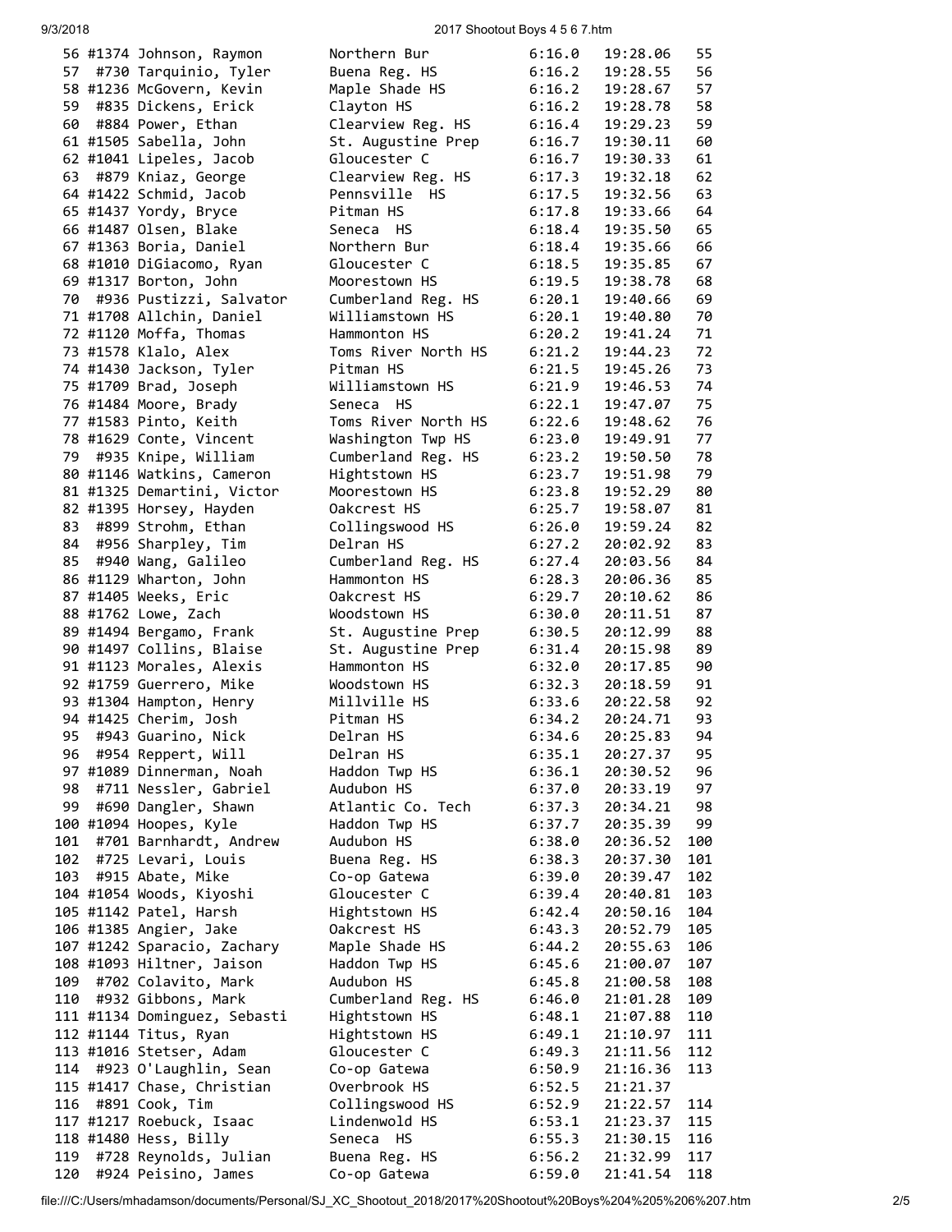| Place | Bib | Name | School | Pace | Time | Team Place |
|---|---|---|---|---|---|---|
| 56 | #1374 | Johnson, Raymon | Northern Bur | 6:16.0 | 19:28.06 | 55 |
| 57 | #730 | Tarquinio, Tyler | Buena Reg. HS | 6:16.2 | 19:28.55 | 56 |
| 58 | #1236 | McGovern, Kevin | Maple Shade HS | 6:16.2 | 19:28.67 | 57 |
| 59 | #835 | Dickens, Erick | Clayton HS | 6:16.2 | 19:28.78 | 58 |
| 60 | #884 | Power, Ethan | Clearview Reg. HS | 6:16.4 | 19:29.23 | 59 |
| 61 | #1505 | Sabella, John | St. Augustine Prep | 6:16.7 | 19:30.11 | 60 |
| 62 | #1041 | Lipeles, Jacob | Gloucester C | 6:16.7 | 19:30.33 | 61 |
| 63 | #879 | Kniaz, George | Clearview Reg. HS | 6:17.3 | 19:32.18 | 62 |
| 64 | #1422 | Schmid, Jacob | Pennsville HS | 6:17.5 | 19:32.56 | 63 |
| 65 | #1437 | Yordy, Bryce | Pitman HS | 6:17.8 | 19:33.66 | 64 |
| 66 | #1487 | Olsen, Blake | Seneca HS | 6:18.4 | 19:35.50 | 65 |
| 67 | #1363 | Boria, Daniel | Northern Bur | 6:18.4 | 19:35.66 | 66 |
| 68 | #1010 | DiGiacomo, Ryan | Gloucester C | 6:18.5 | 19:35.85 | 67 |
| 69 | #1317 | Borton, John | Moorestown HS | 6:19.5 | 19:38.78 | 68 |
| 70 | #936 | Pustizzi, Salvator | Cumberland Reg. HS | 6:20.1 | 19:40.66 | 69 |
| 71 | #1708 | Allchin, Daniel | Williamstown HS | 6:20.1 | 19:40.80 | 70 |
| 72 | #1120 | Moffa, Thomas | Hammonton HS | 6:20.2 | 19:41.24 | 71 |
| 73 | #1578 | Klalo, Alex | Toms River North HS | 6:21.2 | 19:44.23 | 72 |
| 74 | #1430 | Jackson, Tyler | Pitman HS | 6:21.5 | 19:45.26 | 73 |
| 75 | #1709 | Brad, Joseph | Williamstown HS | 6:21.9 | 19:46.53 | 74 |
| 76 | #1484 | Moore, Brady | Seneca HS | 6:22.1 | 19:47.07 | 75 |
| 77 | #1583 | Pinto, Keith | Toms River North HS | 6:22.6 | 19:48.62 | 76 |
| 78 | #1629 | Conte, Vincent | Washington Twp HS | 6:23.0 | 19:49.91 | 77 |
| 79 | #935 | Knipe, William | Cumberland Reg. HS | 6:23.2 | 19:50.50 | 78 |
| 80 | #1146 | Watkins, Cameron | Hightstown HS | 6:23.7 | 19:51.98 | 79 |
| 81 | #1325 | Demartini, Victor | Moorestown HS | 6:23.8 | 19:52.29 | 80 |
| 82 | #1395 | Horsey, Hayden | Oakcrest HS | 6:25.7 | 19:58.07 | 81 |
| 83 | #899 | Strohm, Ethan | Collingswood HS | 6:26.0 | 19:59.24 | 82 |
| 84 | #956 | Sharpley, Tim | Delran HS | 6:27.2 | 20:02.92 | 83 |
| 85 | #940 | Wang, Galileo | Cumberland Reg. HS | 6:27.4 | 20:03.56 | 84 |
| 86 | #1129 | Wharton, John | Hammonton HS | 6:28.3 | 20:06.36 | 85 |
| 87 | #1405 | Weeks, Eric | Oakcrest HS | 6:29.7 | 20:10.62 | 86 |
| 88 | #1762 | Lowe, Zach | Woodstown HS | 6:30.0 | 20:11.51 | 87 |
| 89 | #1494 | Bergamo, Frank | St. Augustine Prep | 6:30.5 | 20:12.99 | 88 |
| 90 | #1497 | Collins, Blaise | St. Augustine Prep | 6:31.4 | 20:15.98 | 89 |
| 91 | #1123 | Morales, Alexis | Hammonton HS | 6:32.0 | 20:17.85 | 90 |
| 92 | #1759 | Guerrero, Mike | Woodstown HS | 6:32.3 | 20:18.59 | 91 |
| 93 | #1304 | Hampton, Henry | Millville HS | 6:33.6 | 20:22.58 | 92 |
| 94 | #1425 | Cherim, Josh | Pitman HS | 6:34.2 | 20:24.71 | 93 |
| 95 | #943 | Guarino, Nick | Delran HS | 6:34.6 | 20:25.83 | 94 |
| 96 | #954 | Reppert, Will | Delran HS | 6:35.1 | 20:27.37 | 95 |
| 97 | #1089 | Dinnerman, Noah | Haddon Twp HS | 6:36.1 | 20:30.52 | 96 |
| 98 | #711 | Nessler, Gabriel | Audubon HS | 6:37.0 | 20:33.19 | 97 |
| 99 | #690 | Dangler, Shawn | Atlantic Co. Tech | 6:37.3 | 20:34.21 | 98 |
| 100 | #1094 | Hoopes, Kyle | Haddon Twp HS | 6:37.7 | 20:35.39 | 99 |
| 101 | #701 | Barnhardt, Andrew | Audubon HS | 6:38.0 | 20:36.52 | 100 |
| 102 | #725 | Levari, Louis | Buena Reg. HS | 6:38.3 | 20:37.30 | 101 |
| 103 | #915 | Abate, Mike | Co-op Gatewa | 6:39.0 | 20:39.47 | 102 |
| 104 | #1054 | Woods, Kiyoshi | Gloucester C | 6:39.4 | 20:40.81 | 103 |
| 105 | #1142 | Patel, Harsh | Hightstown HS | 6:42.4 | 20:50.16 | 104 |
| 106 | #1385 | Angier, Jake | Oakcrest HS | 6:43.3 | 20:52.79 | 105 |
| 107 | #1242 | Sparacio, Zachary | Maple Shade HS | 6:44.2 | 20:55.63 | 106 |
| 108 | #1093 | Hiltner, Jaison | Haddon Twp HS | 6:45.6 | 21:00.07 | 107 |
| 109 | #702 | Colavito, Mark | Audubon HS | 6:45.8 | 21:00.58 | 108 |
| 110 | #932 | Gibbons, Mark | Cumberland Reg. HS | 6:46.0 | 21:01.28 | 109 |
| 111 | #1134 | Dominguez, Sebasti | Hightstown HS | 6:48.1 | 21:07.88 | 110 |
| 112 | #1144 | Titus, Ryan | Hightstown HS | 6:49.1 | 21:10.97 | 111 |
| 113 | #1016 | Stetser, Adam | Gloucester C | 6:49.3 | 21:11.56 | 112 |
| 114 | #923 | O'Laughlin, Sean | Co-op Gatewa | 6:50.9 | 21:16.36 | 113 |
| 115 | #1417 | Chase, Christian | Overbrook HS | 6:52.5 | 21:21.37 | |
| 116 | #891 | Cook, Tim | Collingswood HS | 6:52.9 | 21:22.57 | 114 |
| 117 | #1217 | Roebuck, Isaac | Lindenwold HS | 6:53.1 | 21:23.37 | 115 |
| 118 | #1480 | Hess, Billy | Seneca HS | 6:55.3 | 21:30.15 | 116 |
| 119 | #728 | Reynolds, Julian | Buena Reg. HS | 6:56.2 | 21:32.99 | 117 |
| 120 | #924 | Peisino, James | Co-op Gatewa | 6:59.0 | 21:41.54 | 118 |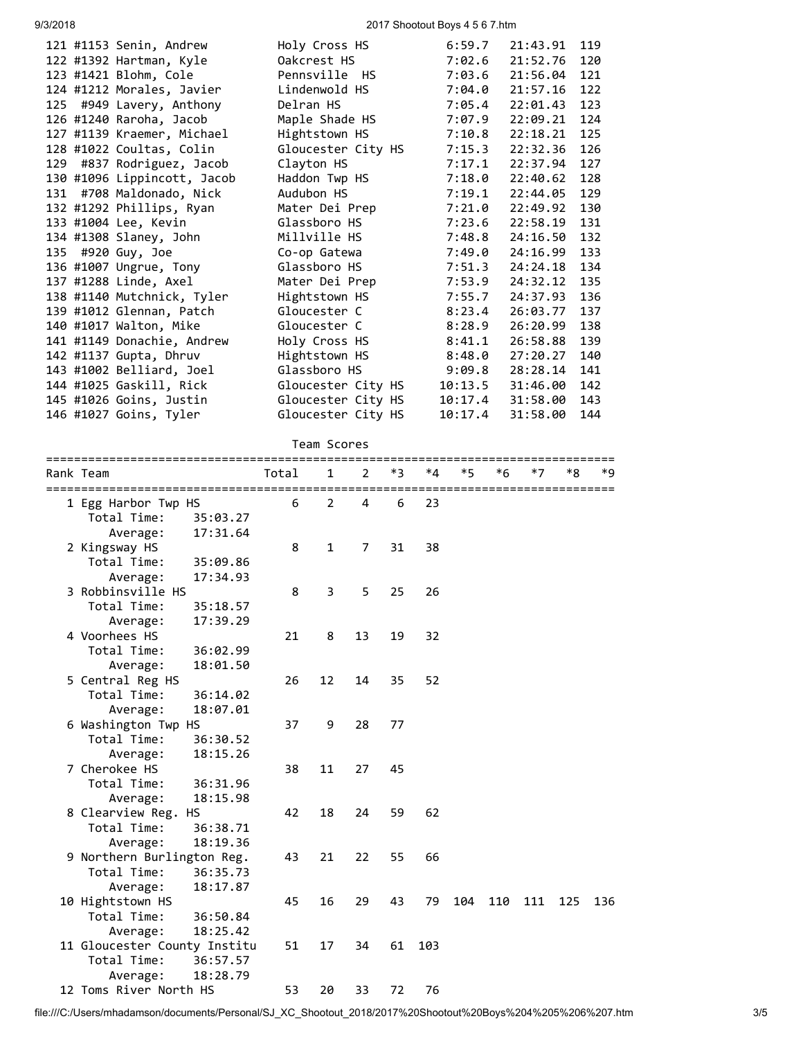| Place | Bib | Name | School | Pace | Time | Score |
|---|---|---|---|---|---|---|
| 121 | #1153 | Senin, Andrew | Holy Cross HS | 6:59.7 | 21:43.91 | 119 |
| 122 | #1392 | Hartman, Kyle | Oakcrest HS | 7:02.6 | 21:52.76 | 120 |
| 123 | #1421 | Blohm, Cole | Pennsville HS | 7:03.6 | 21:56.04 | 121 |
| 124 | #1212 | Morales, Javier | Lindenwold HS | 7:04.0 | 21:57.16 | 122 |
| 125 | #949 | Lavery, Anthony | Delran HS | 7:05.4 | 22:01.43 | 123 |
| 126 | #1240 | Raroha, Jacob | Maple Shade HS | 7:07.9 | 22:09.21 | 124 |
| 127 | #1139 | Kraemer, Michael | Hightstown HS | 7:10.8 | 22:18.21 | 125 |
| 128 | #1022 | Coultas, Colin | Gloucester City HS | 7:15.3 | 22:32.36 | 126 |
| 129 | #837 | Rodriguez, Jacob | Clayton HS | 7:17.1 | 22:37.94 | 127 |
| 130 | #1096 | Lippincott, Jacob | Haddon Twp HS | 7:18.0 | 22:40.62 | 128 |
| 131 | #708 | Maldonado, Nick | Audubon HS | 7:19.1 | 22:44.05 | 129 |
| 132 | #1292 | Phillips, Ryan | Mater Dei Prep | 7:21.0 | 22:49.92 | 130 |
| 133 | #1004 | Lee, Kevin | Glassboro HS | 7:23.6 | 22:58.19 | 131 |
| 134 | #1308 | Slaney, John | Millville HS | 7:48.8 | 24:16.50 | 132 |
| 135 | #920 | Guy, Joe | Co-op Gatewa | 7:49.0 | 24:16.99 | 133 |
| 136 | #1007 | Ungrue, Tony | Glassboro HS | 7:51.3 | 24:24.18 | 134 |
| 137 | #1288 | Linde, Axel | Mater Dei Prep | 7:53.9 | 24:32.12 | 135 |
| 138 | #1140 | Mutchnick, Tyler | Hightstown HS | 7:55.7 | 24:37.93 | 136 |
| 139 | #1012 | Glennan, Patch | Gloucester C | 8:23.4 | 26:03.77 | 137 |
| 140 | #1017 | Walton, Mike | Gloucester C | 8:28.9 | 26:20.99 | 138 |
| 141 | #1149 | Donachie, Andrew | Holy Cross HS | 8:41.1 | 26:58.88 | 139 |
| 142 | #1137 | Gupta, Dhruv | Hightstown HS | 8:48.0 | 27:20.27 | 140 |
| 143 | #1002 | Belliard, Joel | Glassboro HS | 9:09.8 | 28:28.14 | 141 |
| 144 | #1025 | Gaskill, Rick | Gloucester City HS | 10:13.5 | 31:46.00 | 142 |
| 145 | #1026 | Goins, Justin | Gloucester City HS | 10:17.4 | 31:58.00 | 143 |
| 146 | #1027 | Goins, Tyler | Gloucester City HS | 10:17.4 | 31:58.00 | 144 |

## Team Scores

| Rank | Team | Total | 1 | 2 | *3 | *4 | *5 | *6 | *7 | *8 | *9 |
|---|---|---|---|---|---|---|---|---|---|---|---|
| 1 | Egg Harbor Twp HS | 6 | 2 | 4 | 6 | 23 | | | | | |
| | Total Time: 35:03.27 | | | | | | | | | | |
| | Average: 17:31.64 | | | | | | | | | | |
| 2 | Kingsway HS | 8 | 1 | 7 | 31 | 38 | | | | | |
| | Total Time: 35:09.86 | | | | | | | | | | |
| | Average: 17:34.93 | | | | | | | | | | |
| 3 | Robbinsville HS | 8 | 3 | 5 | 25 | 26 | | | | | |
| | Total Time: 35:18.57 | | | | | | | | | | |
| | Average: 17:39.29 | | | | | | | | | | |
| 4 | Voorhees HS | 21 | 8 | 13 | 19 | 32 | | | | | |
| | Total Time: 36:02.99 | | | | | | | | | | |
| | Average: 18:01.50 | | | | | | | | | | |
| 5 | Central Reg HS | 26 | 12 | 14 | 35 | 52 | | | | | |
| | Total Time: 36:14.02 | | | | | | | | | | |
| | Average: 18:07.01 | | | | | | | | | | |
| 6 | Washington Twp HS | 37 | 9 | 28 | 77 | | | | | | |
| | Total Time: 36:30.52 | | | | | | | | | | |
| | Average: 18:15.26 | | | | | | | | | | |
| 7 | Cherokee HS | 38 | 11 | 27 | 45 | | | | | | |
| | Total Time: 36:31.96 | | | | | | | | | | |
| | Average: 18:15.98 | | | | | | | | | | |
| 8 | Clearview Reg. HS | 42 | 18 | 24 | 59 | 62 | | | | | |
| | Total Time: 36:38.71 | | | | | | | | | | |
| | Average: 18:19.36 | | | | | | | | | | |
| 9 | Northern Burlington Reg. | 43 | 21 | 22 | 55 | 66 | | | | | |
| | Total Time: 36:35.73 | | | | | | | | | | |
| | Average: 18:17.87 | | | | | | | | | | |
| 10 | Hightstown HS | 45 | 16 | 29 | 43 | 79 | 104 | 110 | 111 | 125 | 136 |
| | Total Time: 36:50.84 | | | | | | | | | | |
| | Average: 18:25.42 | | | | | | | | | | |
| 11 | Gloucester County Institu | 51 | 17 | 34 | 61 | 103 | | | | | |
| | Total Time: 36:57.57 | | | | | | | | | | |
| | Average: 18:28.79 | | | | | | | | | | |
| 12 | Toms River North HS | 53 | 20 | 33 | 72 | 76 | | | | | |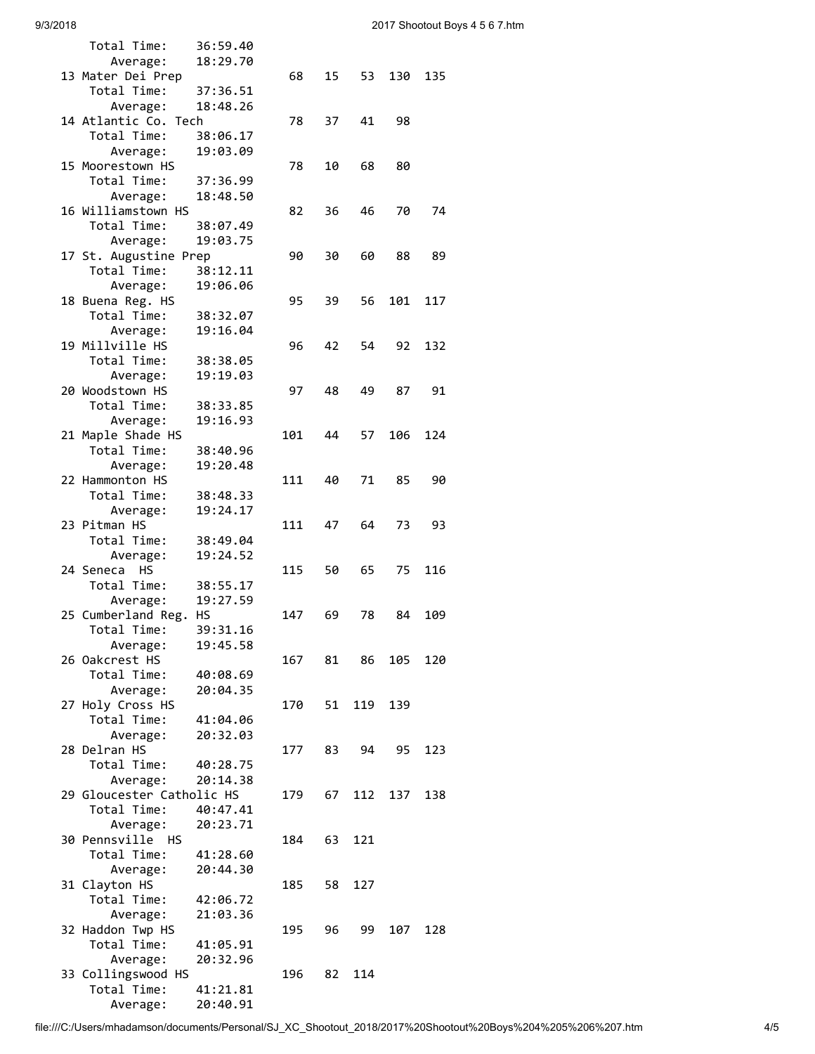```
     Total Time:    36:59.40
        Average:    18:29.70
  13 Mater Dei Prep            68   15   53  130  135
     Total Time:    37:36.51
        Average:    18:48.26
  14 Atlantic Co. Tech         78   37   41   98
     Total Time:    38:06.17
        Average:    19:03.09
  15 Moorestown HS             78   10   68   80
     Total Time:    37:36.99
        Average:    18:48.50
  16 Williamstown HS           82   36   46   70   74
     Total Time:    38:07.49
        Average:    19:03.75
  17 St. Augustine Prep        90   30   60   88   89
     Total Time:    38:12.11
        Average:    19:06.06
  18 Buena Reg. HS             95   39   56  101  117
     Total Time:    38:32.07
        Average:    19:16.04
  19 Millville HS              96   42   54   92  132
     Total Time:    38:38.05
        Average:    19:19.03
  20 Woodstown HS              97   48   49   87   91
     Total Time:    38:33.85
        Average:    19:16.93
  21 Maple Shade HS           101   44   57  106  124
     Total Time:    38:40.96
        Average:    19:20.48
  22 Hammonton HS             111   40   71   85   90
     Total Time:    38:48.33
        Average:    19:24.17
  23 Pitman HS                111   47   64   73   93
     Total Time:    38:49.04
        Average:    19:24.52
  24 Seneca  HS               115   50   65   75  116
     Total Time:    38:55.17
        Average:    19:27.59
  25 Cumberland Reg. HS       147   69   78   84  109
     Total Time:    39:31.16
        Average:    19:45.58
  26 Oakcrest HS              167   81   86  105  120
     Total Time:    40:08.69
        Average:    20:04.35
  27 Holy Cross HS            170   51  119  139
     Total Time:    41:04.06
        Average:    20:32.03
  28 Delran HS                177   83   94   95  123
     Total Time:    40:28.75
        Average:    20:14.38
  29 Gloucester Catholic HS   179   67  112  137  138
     Total Time:    40:47.41
        Average:    20:23.71
  30 Pennsville  HS           184   63  121
     Total Time:    41:28.60
        Average:    20:44.30
  31 Clayton HS               185   58  127
     Total Time:    42:06.72
        Average:    21:03.36
  32 Haddon Twp HS            195   96   99  107  128
     Total Time:    41:05.91
        Average:    20:32.96
  33 Collingswood HS          196   82  114
     Total Time:    41:21.81
        Average:    20:40.91
```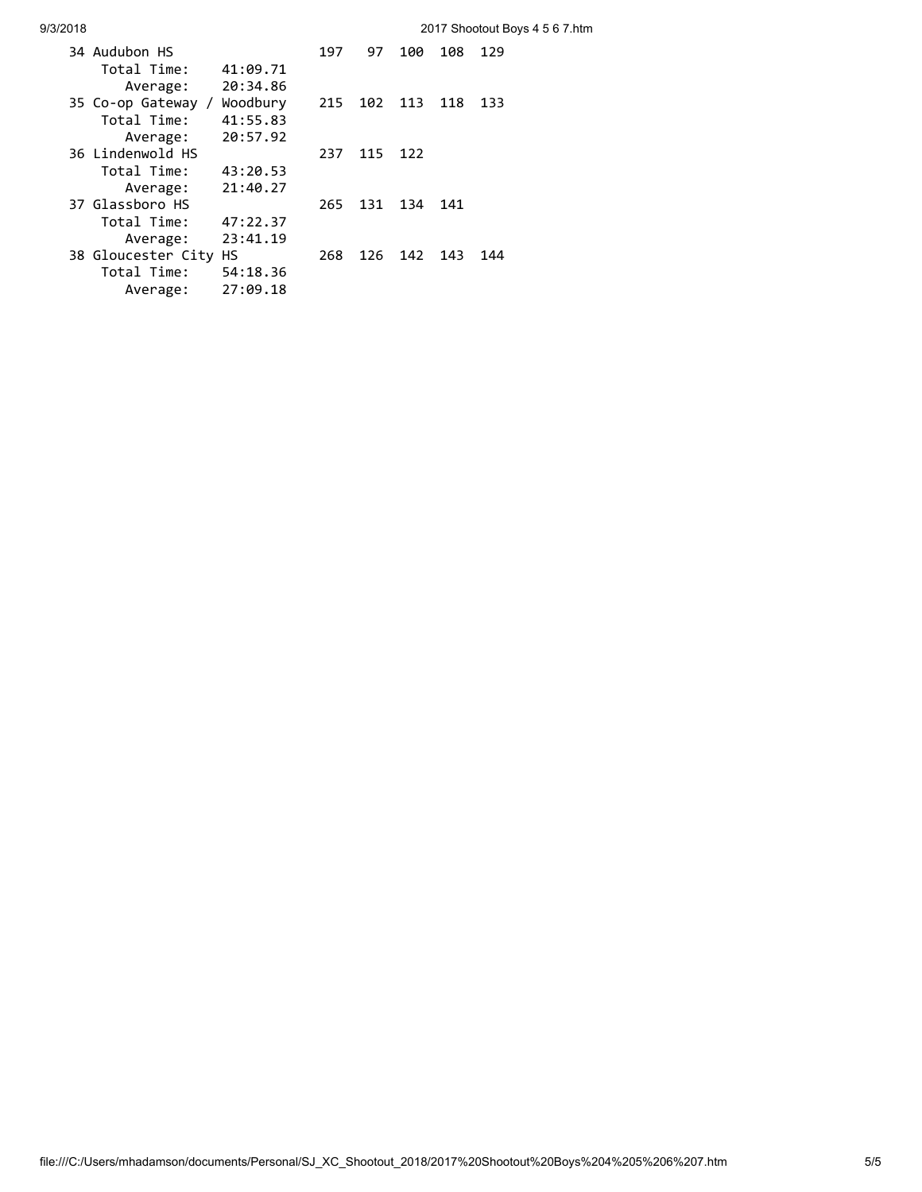```
    34 Audubon HS                 197   97  100  108  129
        Total Time:    41:09.71
           Average:    20:34.86
    35 Co-op Gateway / Woodbury   215  102  113  118  133
        Total Time:    41:55.83
           Average:    20:57.92
    36 Lindenwold HS              237  115  122
        Total Time:    43:20.53
           Average:    21:40.27
    37 Glassboro HS               265  131  134  141
        Total Time:    47:22.37
           Average:    23:41.19
    38 Gloucester City HS         268  126  142  143  144
        Total Time:    54:18.36
           Average:    27:09.18
```